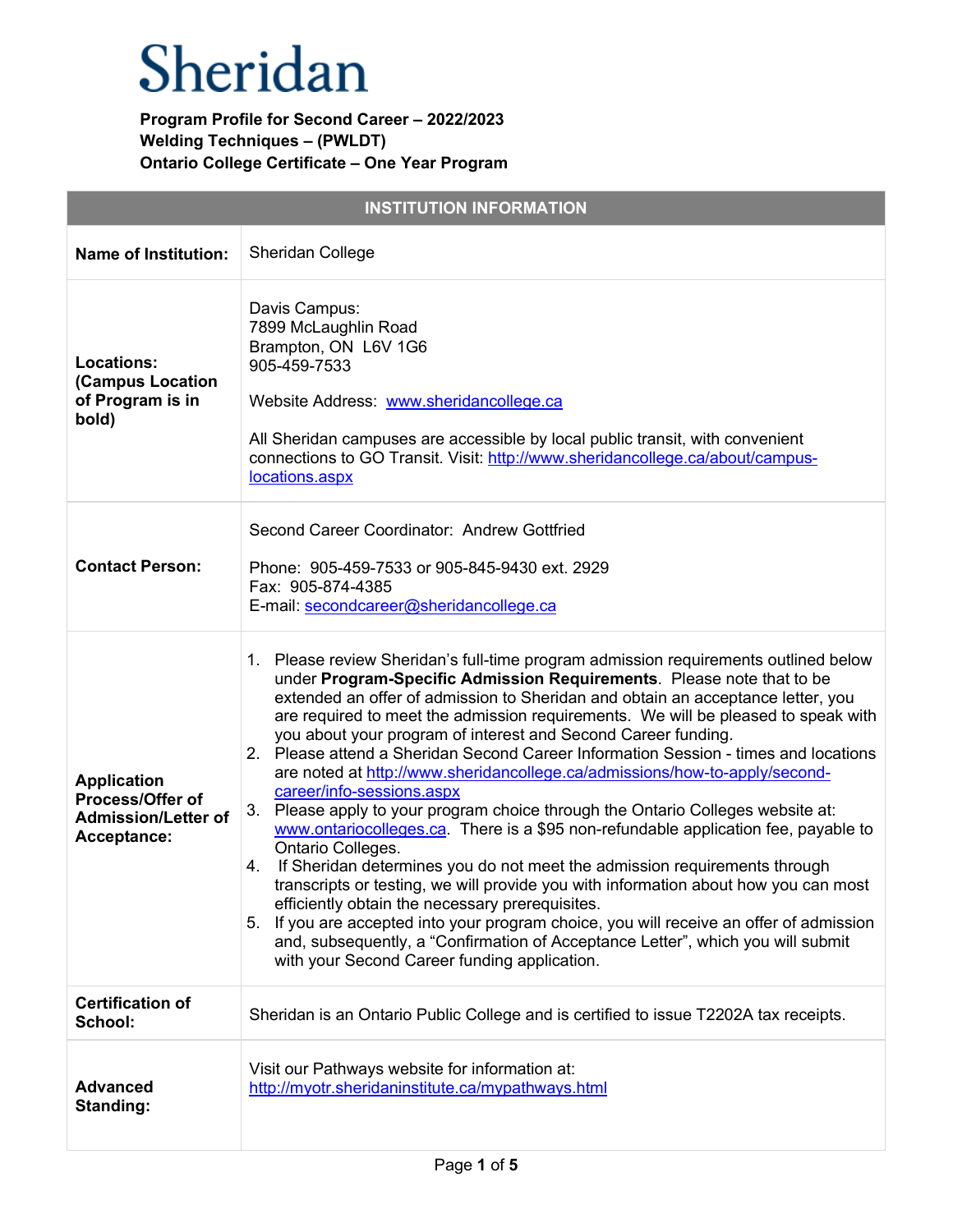# Sheridan

**Program Profile for Second Career – 2022/2023**
**Welding Techniques – (PWLDT)**
**Ontario College Certificate – One Year Program**

| INSTITUTION INFORMATION | |
|---|---|
| **Name of Institution:** | Sheridan College |
| **Locations: (Campus Location of Program is in bold)** | Davis Campus:<br>7899 McLaughlin Road<br>Brampton, ON L6V 1G6<br>905-459-7533<br><br>Website Address: www.sheridancollege.ca<br><br>All Sheridan campuses are accessible by local public transit, with convenient connections to GO Transit. Visit: http://www.sheridancollege.ca/about/campus-locations.aspx |
| **Contact Person:** | Second Career Coordinator: Andrew Gottfried<br><br>Phone: 905-459-7533 or 905-845-9430 ext. 2929<br>Fax: 905-874-4385<br>E-mail: secondcareer@sheridancollege.ca |
| **Application Process/Offer of Admission/Letter of Acceptance:** | 1. Please review Sheridan's full-time program admission requirements outlined below under **Program-Specific Admission Requirements**. Please note that to be extended an offer of admission to Sheridan and obtain an acceptance letter, you are required to meet the admission requirements. We will be pleased to speak with you about your program of interest and Second Career funding.<br>2. Please attend a Sheridan Second Career Information Session - times and locations are noted at http://www.sheridancollege.ca/admissions/how-to-apply/second-career/info-sessions.aspx<br>3. Please apply to your program choice through the Ontario Colleges website at: www.ontariocolleges.ca. There is a $95 non-refundable application fee, payable to Ontario Colleges.<br>4. If Sheridan determines you do not meet the admission requirements through transcripts or testing, we will provide you with information about how you can most efficiently obtain the necessary prerequisites.<br>5. If you are accepted into your program choice, you will receive an offer of admission and, subsequently, a "Confirmation of Acceptance Letter", which you will submit with your Second Career funding application. |
| **Certification of School:** | Sheridan is an Ontario Public College and is certified to issue T2202A tax receipts. |
| **Advanced Standing:** | Visit our Pathways website for information at:<br>http://myotr.sheridaninstitute.ca/mypathways.html |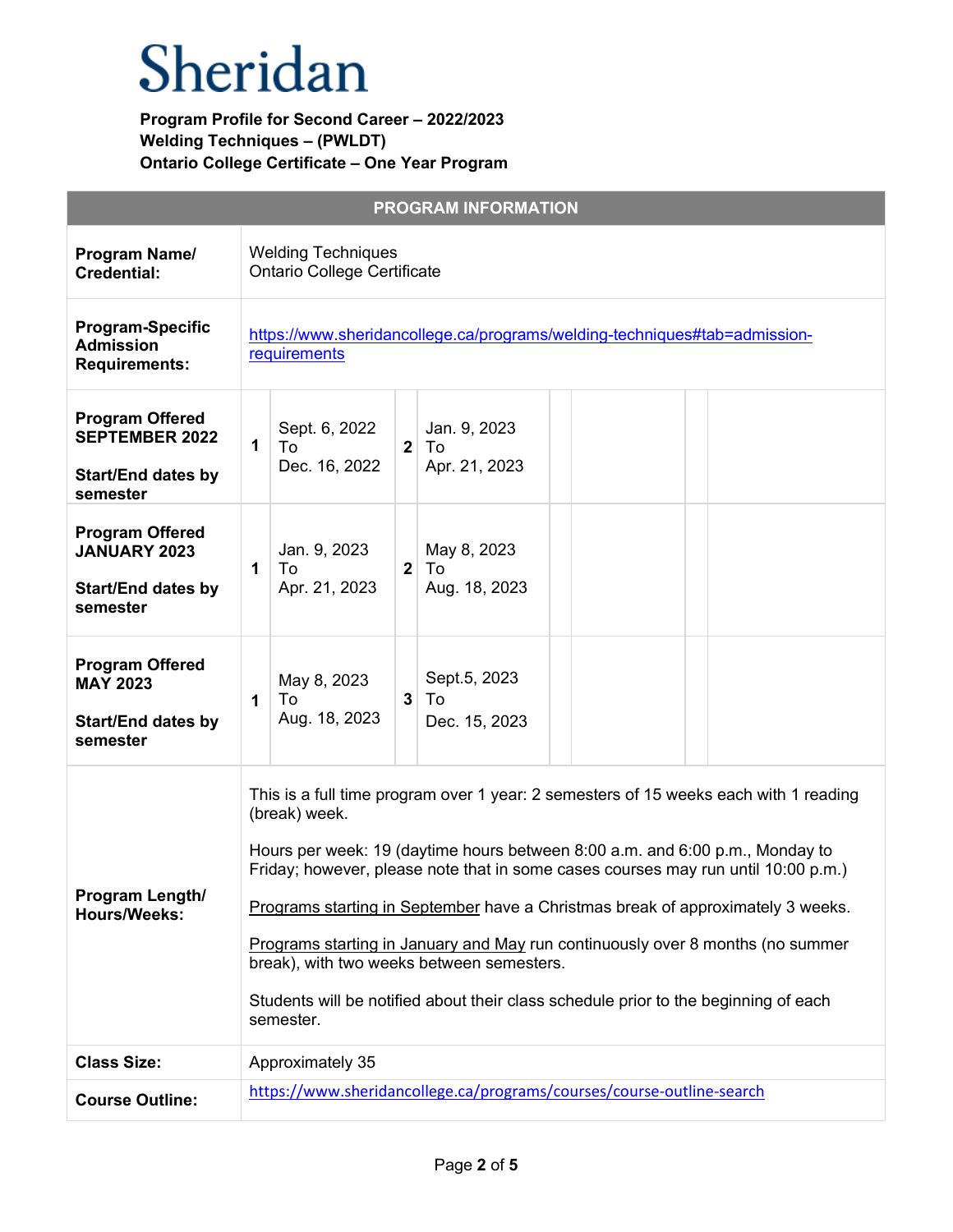# Sheridan

**Program Profile for Second Career – 2022/2023**
**Welding Techniques – (PWLDT)**
**Ontario College Certificate – One Year Program**

| PROGRAM INFORMATION | | | | | | | | |
|---|---|---|---|---|---|---|---|---|
| **Program Name/ Credential:** | Welding Techniques<br>Ontario College Certificate | | | | | | | |
| **Program-Specific Admission Requirements:** | https://www.sheridancollege.ca/programs/welding-techniques#tab=admission-requirements | | | | | | | |
| **Program Offered SEPTEMBER 2022**<br><br>**Start/End dates by semester** | **1** | Sept. 6, 2022 To Dec. 16, 2022 | **2** | Jan. 9, 2023 To Apr. 21, 2023 | | | | |
| **Program Offered JANUARY 2023**<br><br>**Start/End dates by semester** | **1** | Jan. 9, 2023 To Apr. 21, 2023 | **2** | May 8, 2023 To Aug. 18, 2023 | | | | |
| **Program Offered MAY 2023**<br><br>**Start/End dates by semester** | **1** | May 8, 2023 To Aug. 18, 2023 | **3** | Sept.5, 2023 To Dec. 15, 2023 | | | | |
| **Program Length/ Hours/Weeks:** | This is a full time program over 1 year: 2 semesters of 15 weeks each with 1 reading (break) week.<br><br>Hours per week: 19 (daytime hours between 8:00 a.m. and 6:00 p.m., Monday to Friday; however, please note that in some cases courses may run until 10:00 p.m.)<br><br>Programs starting in September have a Christmas break of approximately 3 weeks.<br><br>Programs starting in January and May run continuously over 8 months (no summer break), with two weeks between semesters.<br><br>Students will be notified about their class schedule prior to the beginning of each semester. | | | | | | | |
| **Class Size:** | Approximately 35 | | | | | | | |
| **Course Outline:** | https://www.sheridancollege.ca/programs/courses/course-outline-search | | | | | | | |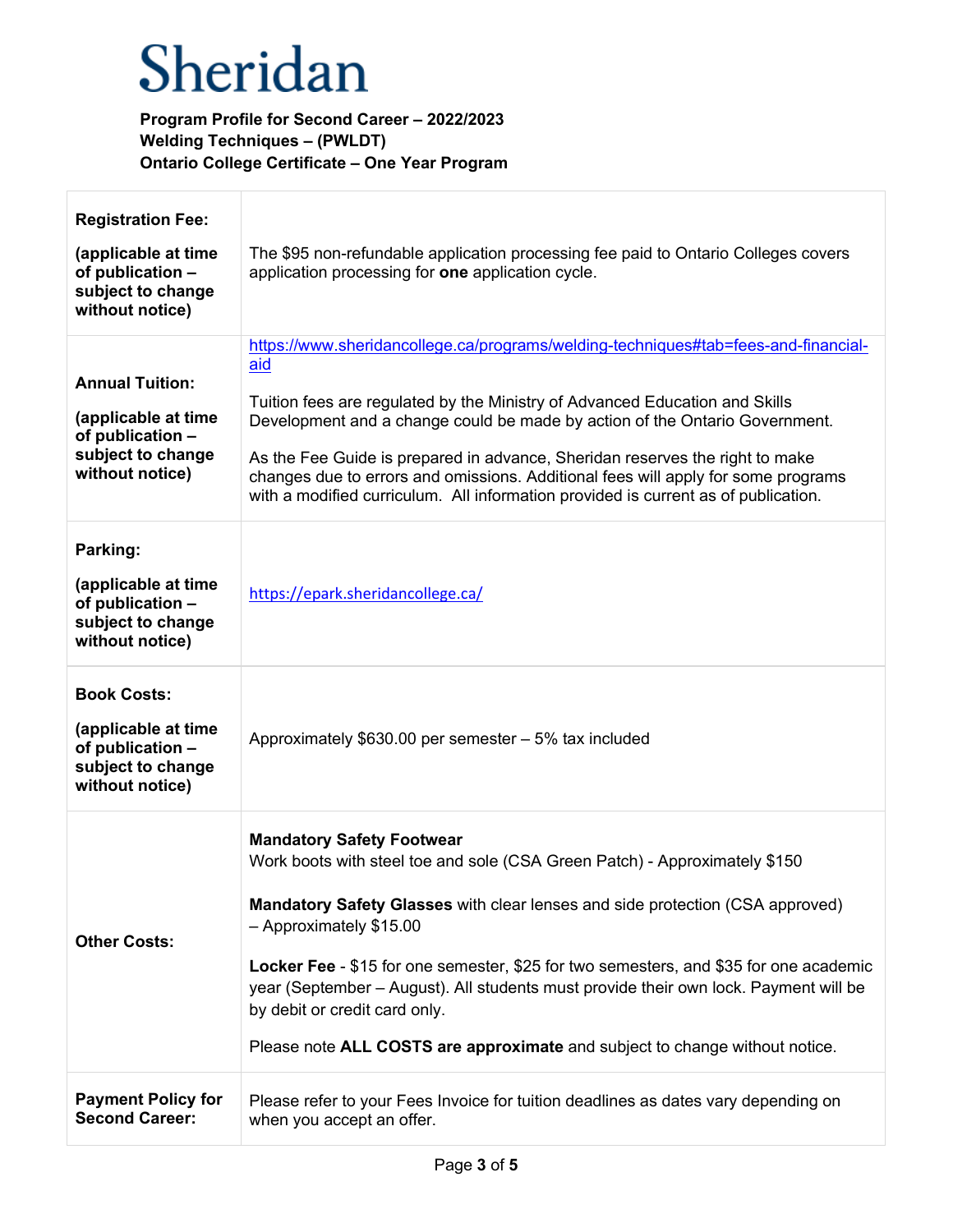# Sheridan

**Program Profile for Second Career – 2022/2023**
**Welding Techniques – (PWLDT)**
**Ontario College Certificate – One Year Program**

| | |
|---|---|
| **Registration Fee:**<br><br>**(applicable at time of publication – subject to change without notice)** | The $95 non-refundable application processing fee paid to Ontario Colleges covers application processing for **one** application cycle. |
| **Annual Tuition:**<br><br>**(applicable at time of publication – subject to change without notice)** | https://www.sheridancollege.ca/programs/welding-techniques#tab=fees-and-financial-aid<br><br>Tuition fees are regulated by the Ministry of Advanced Education and Skills Development and a change could be made by action of the Ontario Government.<br><br>As the Fee Guide is prepared in advance, Sheridan reserves the right to make changes due to errors and omissions. Additional fees will apply for some programs with a modified curriculum. All information provided is current as of publication. |
| **Parking:**<br><br>**(applicable at time of publication – subject to change without notice)** | https://epark.sheridancollege.ca/ |
| **Book Costs:**<br><br>**(applicable at time of publication – subject to change without notice)** | Approximately $630.00 per semester – 5% tax included |
| **Other Costs:** | **Mandatory Safety Footwear**<br>Work boots with steel toe and sole (CSA Green Patch) - Approximately $150<br><br>**Mandatory Safety Glasses** with clear lenses and side protection (CSA approved) – Approximately $15.00<br><br>**Locker Fee** - $15 for one semester, $25 for two semesters, and $35 for one academic year (September – August). All students must provide their own lock. Payment will be by debit or credit card only.<br><br>Please note **ALL COSTS are approximate** and subject to change without notice. |
| **Payment Policy for Second Career:** | Please refer to your Fees Invoice for tuition deadlines as dates vary depending on when you accept an offer. |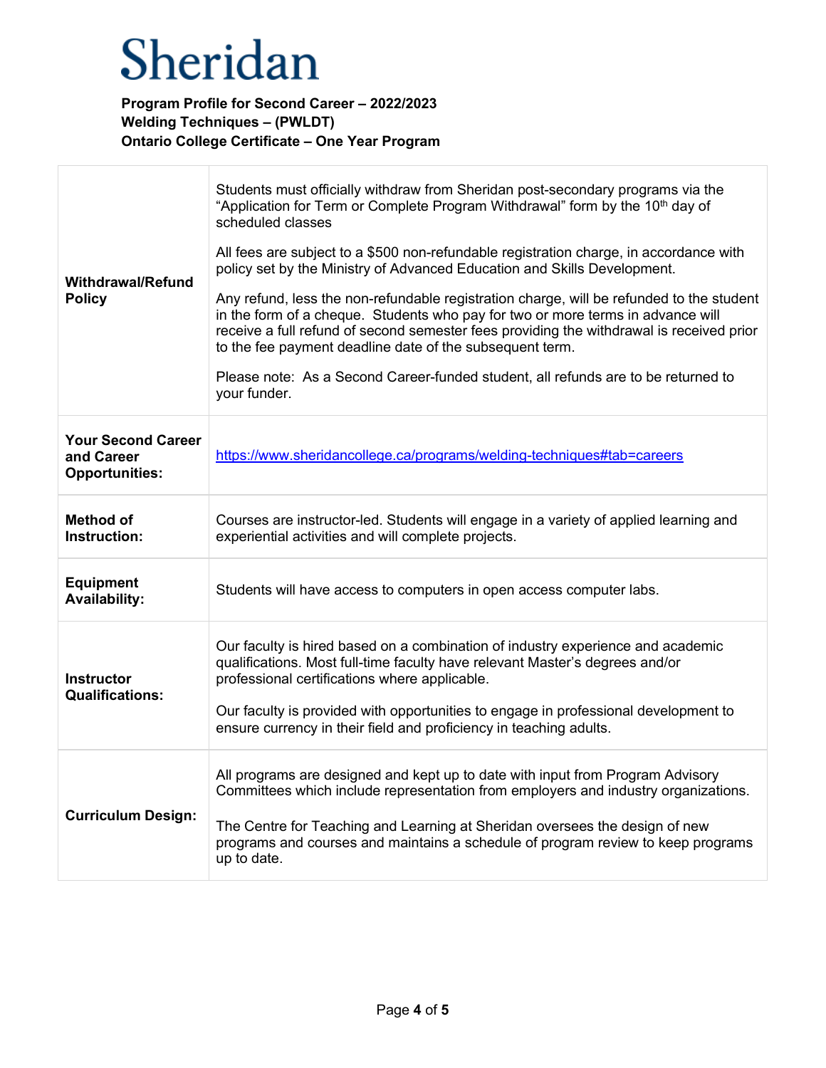Sheridan

**Program Profile for Second Career – 2022/2023**
**Welding Techniques – (PWLDT)**
**Ontario College Certificate – One Year Program**

| | |
|---|---|
| **Withdrawal/Refund Policy** | Students must officially withdraw from Sheridan post-secondary programs via the "Application for Term or Complete Program Withdrawal" form by the 10th day of scheduled classes<br><br>All fees are subject to a $500 non-refundable registration charge, in accordance with policy set by the Ministry of Advanced Education and Skills Development.<br><br>Any refund, less the non-refundable registration charge, will be refunded to the student in the form of a cheque. Students who pay for two or more terms in advance will receive a full refund of second semester fees providing the withdrawal is received prior to the fee payment deadline date of the subsequent term.<br><br>Please note: As a Second Career-funded student, all refunds are to be returned to your funder. |
| **Your Second Career and Career Opportunities:** | https://www.sheridancollege.ca/programs/welding-techniques#tab=careers |
| **Method of Instruction:** | Courses are instructor-led. Students will engage in a variety of applied learning and experiential activities and will complete projects. |
| **Equipment Availability:** | Students will have access to computers in open access computer labs. |
| **Instructor Qualifications:** | Our faculty is hired based on a combination of industry experience and academic qualifications. Most full-time faculty have relevant Master's degrees and/or professional certifications where applicable.<br><br>Our faculty is provided with opportunities to engage in professional development to ensure currency in their field and proficiency in teaching adults. |
| **Curriculum Design:** | All programs are designed and kept up to date with input from Program Advisory Committees which include representation from employers and industry organizations.<br><br>The Centre for Teaching and Learning at Sheridan oversees the design of new programs and courses and maintains a schedule of program review to keep programs up to date. |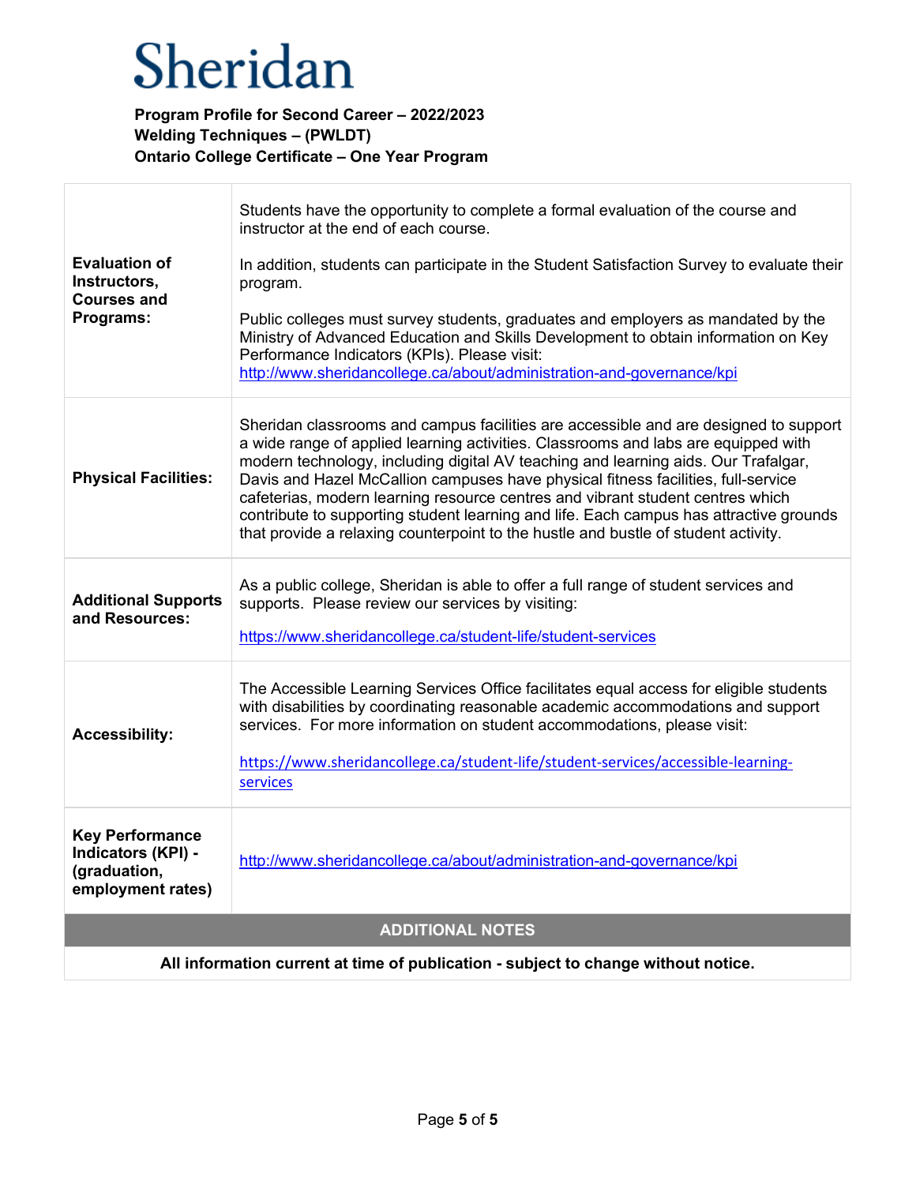Sheridan

**Program Profile for Second Career – 2022/2023**
**Welding Techniques – (PWLDT)**
**Ontario College Certificate – One Year Program**

| | |
|---|---|
| **Evaluation of Instructors, Courses and Programs:** | Students have the opportunity to complete a formal evaluation of the course and instructor at the end of each course.<br><br>In addition, students can participate in the Student Satisfaction Survey to evaluate their program.<br><br>Public colleges must survey students, graduates and employers as mandated by the Ministry of Advanced Education and Skills Development to obtain information on Key Performance Indicators (KPIs). Please visit: http://www.sheridancollege.ca/about/administration-and-governance/kpi |
| **Physical Facilities:** | Sheridan classrooms and campus facilities are accessible and are designed to support a wide range of applied learning activities. Classrooms and labs are equipped with modern technology, including digital AV teaching and learning aids. Our Trafalgar, Davis and Hazel McCallion campuses have physical fitness facilities, full-service cafeterias, modern learning resource centres and vibrant student centres which contribute to supporting student learning and life. Each campus has attractive grounds that provide a relaxing counterpoint to the hustle and bustle of student activity. |
| **Additional Supports and Resources:** | As a public college, Sheridan is able to offer a full range of student services and supports. Please review our services by visiting:<br><br>https://www.sheridancollege.ca/student-life/student-services |
| **Accessibility:** | The Accessible Learning Services Office facilitates equal access for eligible students with disabilities by coordinating reasonable academic accommodations and support services. For more information on student accommodations, please visit:<br><br>https://www.sheridancollege.ca/student-life/student-services/accessible-learning-services |
| **Key Performance Indicators (KPI) - (graduation, employment rates)** | http://www.sheridancollege.ca/about/administration-and-governance/kpi |

**ADDITIONAL NOTES**

**All information current at time of publication - subject to change without notice.**